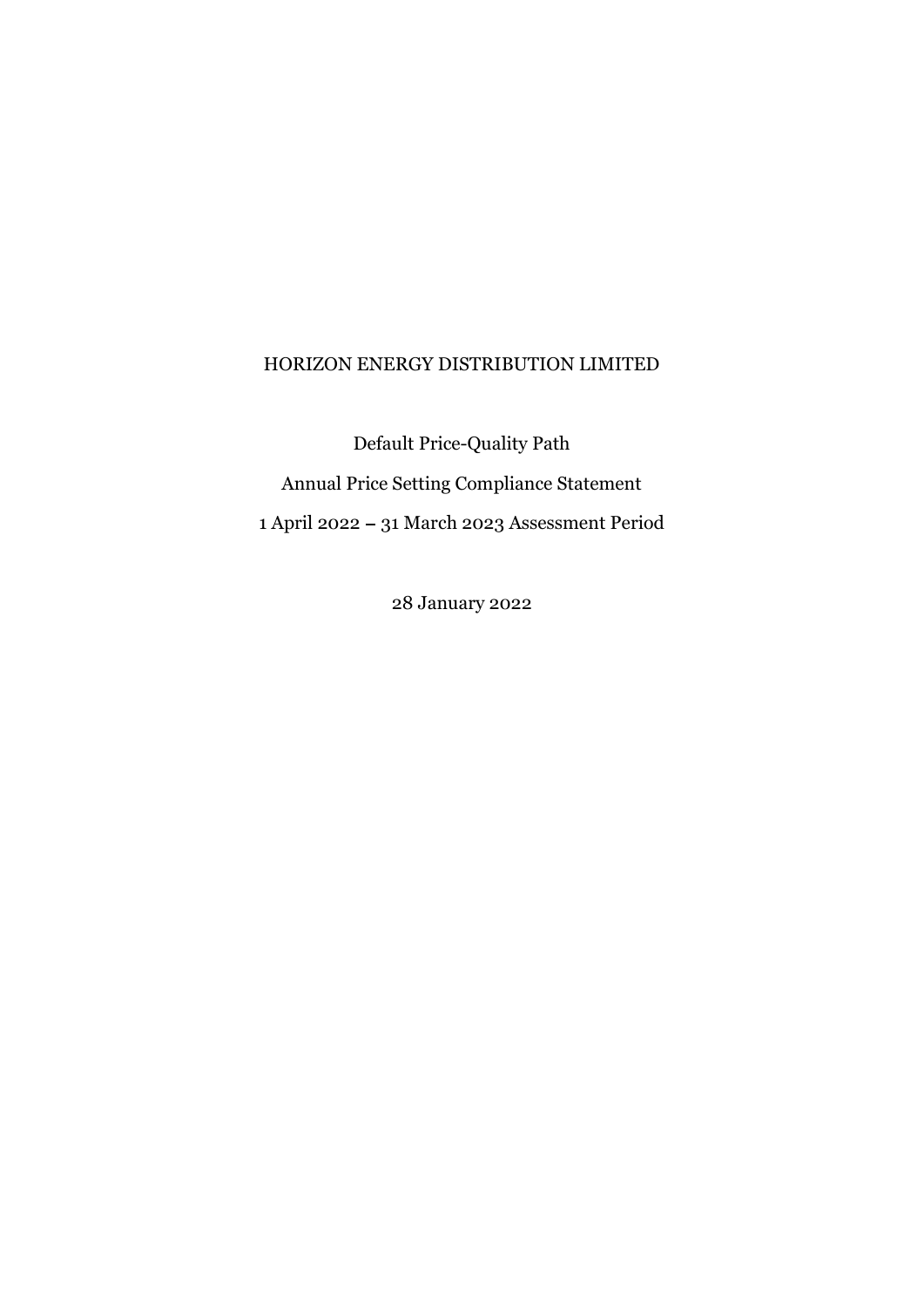# HORIZON ENERGY DISTRIBUTION LIMITED

Default Price-Quality Path

Annual Price Setting Compliance Statement

1 April 2022 – 31 March 2023 Assessment Period

28 January 2022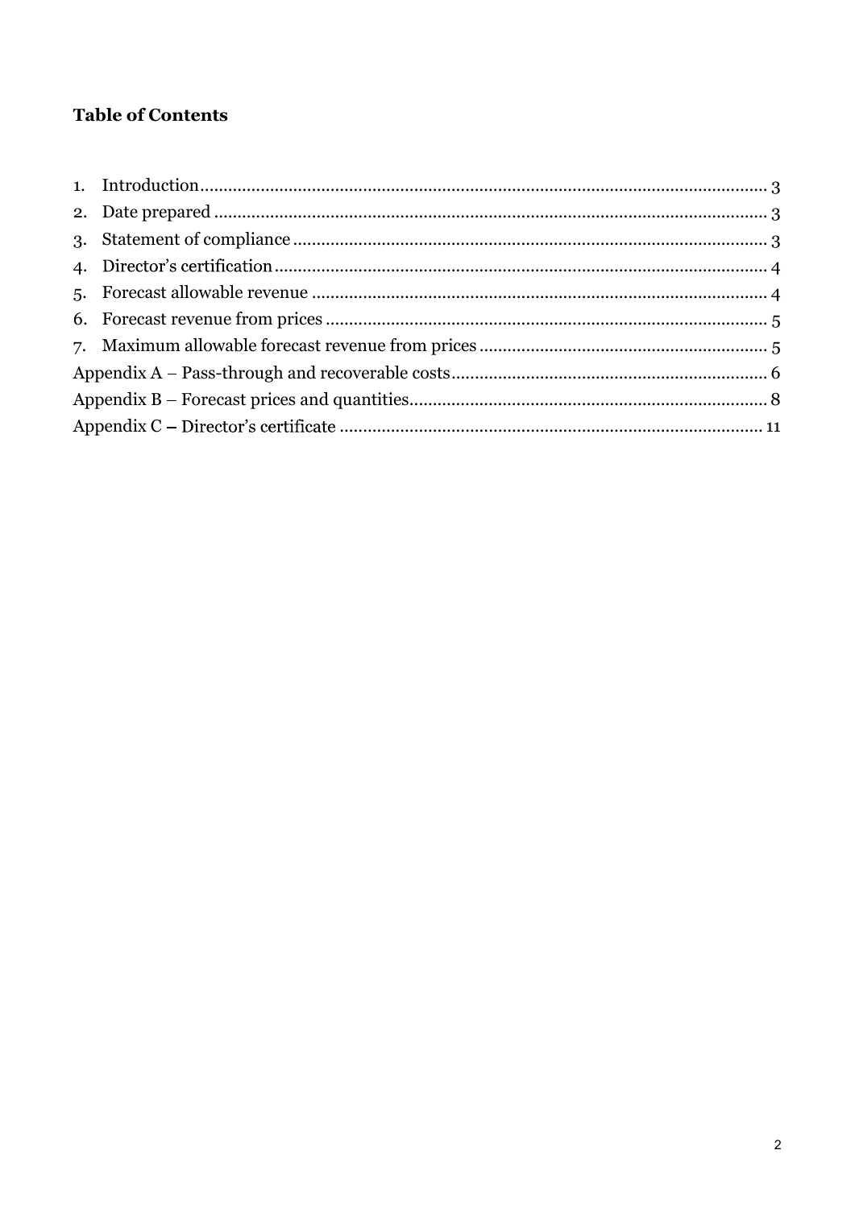**Table of Contents**

1. Introduction........................................................................................................ 3
2. Date prepared ..................................................................................................... 3
3. Statement of compliance .................................................................................... 3
4. Director's certification......................................................................................... 4
5. Forecast allowable revenue ................................................................................ 4
6. Forecast revenue from prices .............................................................................. 5
7. Maximum allowable forecast revenue from prices ............................................. 5

Appendix A – Pass-through and recoverable costs.................................................... 6

Appendix B – Forecast prices and quantities............................................................ 8

Appendix C – Director's certificate ......................................................................... 11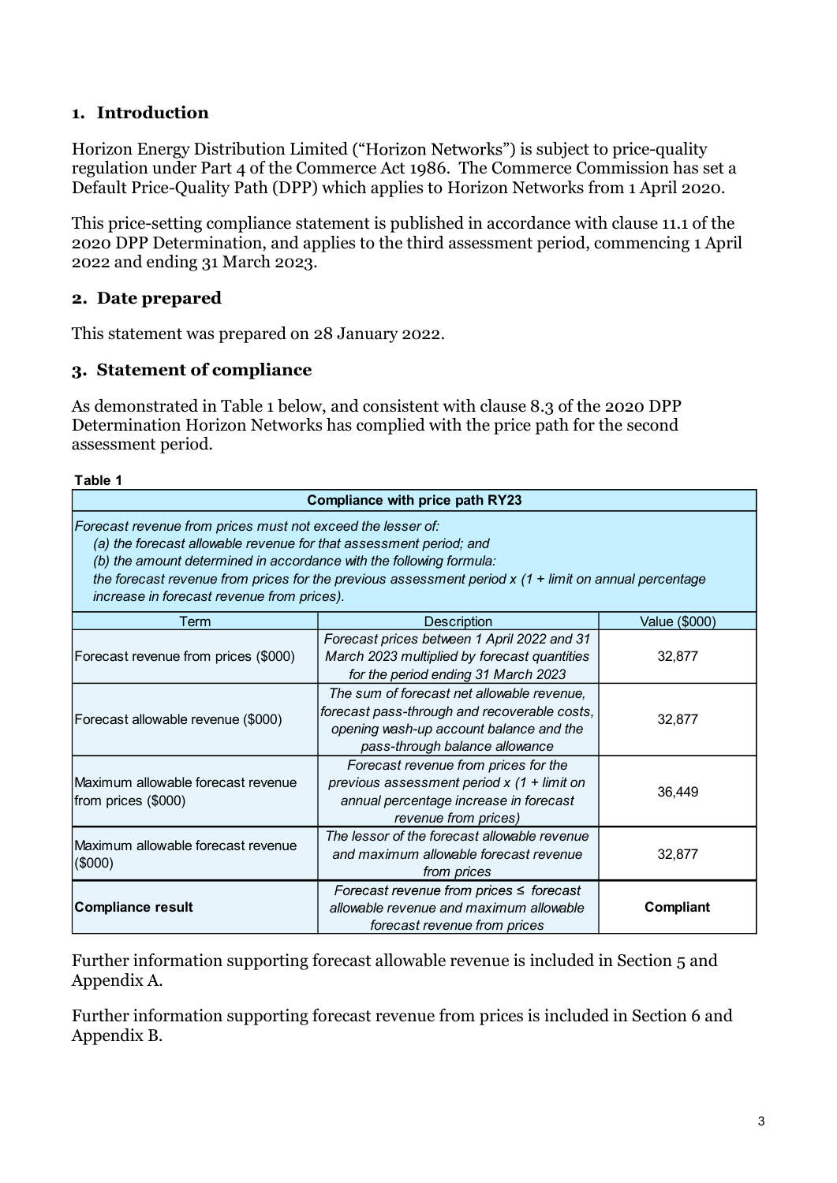## 1. Introduction

Horizon Energy Distribution Limited ("Horizon Networks") is subject to price-quality regulation under Part 4 of the Commerce Act 1986. The Commerce Commission has set a Default Price-Quality Path (DPP) which applies to Horizon Networks from 1 April 2020.

This price-setting compliance statement is published in accordance with clause 11.1 of the 2020 DPP Determination, and applies to the third assessment period, commencing 1 April 2022 and ending 31 March 2023.

## 2. Date prepared

This statement was prepared on 28 January 2022.

## 3. Statement of compliance

As demonstrated in Table 1 below, and consistent with clause 8.3 of the 2020 DPP Determination Horizon Networks has complied with the price path for the second assessment period.

**Table 1**

| **Compliance with price path RY23** | | |
|---|---|---|
| *Forecast revenue from prices must not exceed the lesser of: (a) the forecast allowable revenue for that assessment period; and (b) the amount determined in accordance with the following formula: the forecast revenue from prices for the previous assessment period x (1 + limit on annual percentage increase in forecast revenue from prices).* | | |
| Term | Description | Value ($000) |
| Forecast revenue from prices ($000) | *Forecast prices between 1 April 2022 and 31 March 2023 multiplied by forecast quantities for the period ending 31 March 2023* | 32,877 |
| Forecast allowable revenue ($000) | *The sum of forecast net allowable revenue, forecast pass-through and recoverable costs, opening wash-up account balance and the pass-through balance allowance* | 32,877 |
| Maximum allowable forecast revenue from prices ($000) | *Forecast revenue from prices for the previous assessment period x (1 + limit on annual percentage increase in forecast revenue from prices)* | 36,449 |
| Maximum allowable forecast revenue ($000) | *The lessor of the forecast allowable revenue and maximum allowable forecast revenue from prices* | 32,877 |
| **Compliance result** | *Forecast revenue from prices ≤ forecast allowable revenue and maximum allowable forecast revenue from prices* | **Compliant** |

Further information supporting forecast allowable revenue is included in Section 5 and Appendix A.

Further information supporting forecast revenue from prices is included in Section 6 and Appendix B.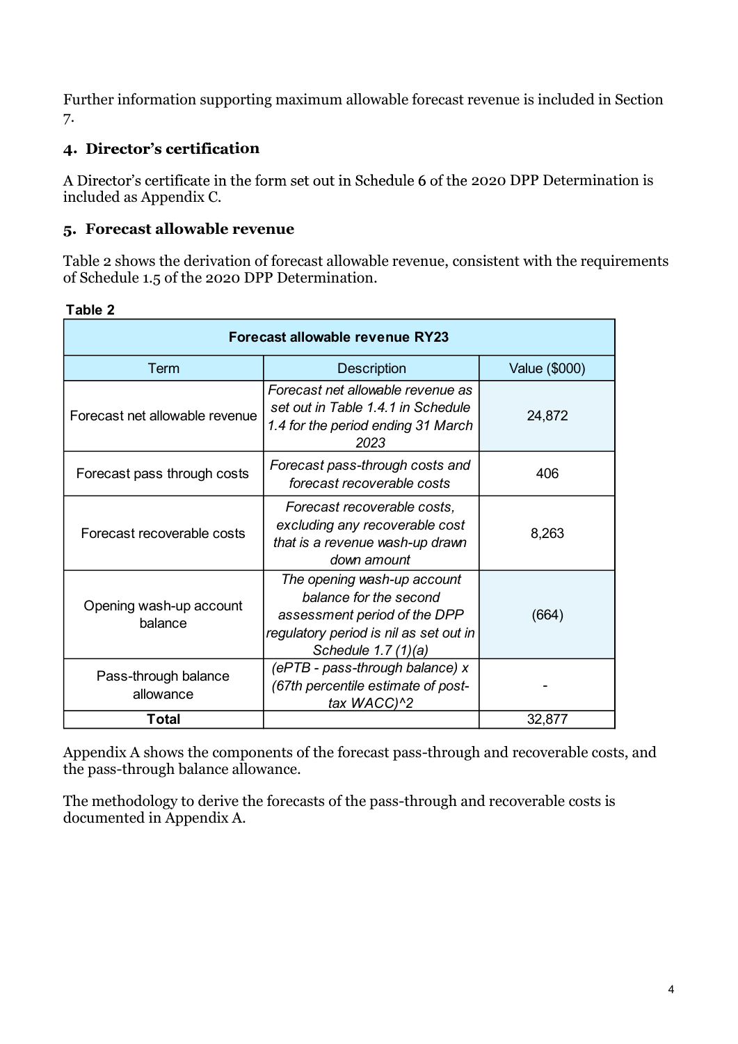Further information supporting maximum allowable forecast revenue is included in Section 7.

## 4. Director's certification

A Director's certificate in the form set out in Schedule 6 of the 2020 DPP Determination is included as Appendix C.

## 5. Forecast allowable revenue

Table 2 shows the derivation of forecast allowable revenue, consistent with the requirements of Schedule 1.5 of the 2020 DPP Determination.

**Table 2**

| Forecast allowable revenue RY23 | | |
|---|---|---|
| Term | Description | Value ($000) |
| Forecast net allowable revenue | *Forecast net allowable revenue as set out in Table 1.4.1 in Schedule 1.4 for the period ending 31 March 2023* | 24,872 |
| Forecast pass through costs | *Forecast pass-through costs and forecast recoverable costs* | 406 |
| Forecast recoverable costs | *Forecast recoverable costs, excluding any recoverable cost that is a revenue wash-up drawn down amount* | 8,263 |
| Opening wash-up account balance | *The opening wash-up account balance for the second assessment period of the DPP regulatory period is nil as set out in Schedule 1.7 (1)(a)* | (664) |
| Pass-through balance allowance | *(ePTB - pass-through balance) x (67th percentile estimate of post-tax WACC)^2* | - |
| **Total** | | 32,877 |

Appendix A shows the components of the forecast pass-through and recoverable costs, and the pass-through balance allowance.

The methodology to derive the forecasts of the pass-through and recoverable costs is documented in Appendix A.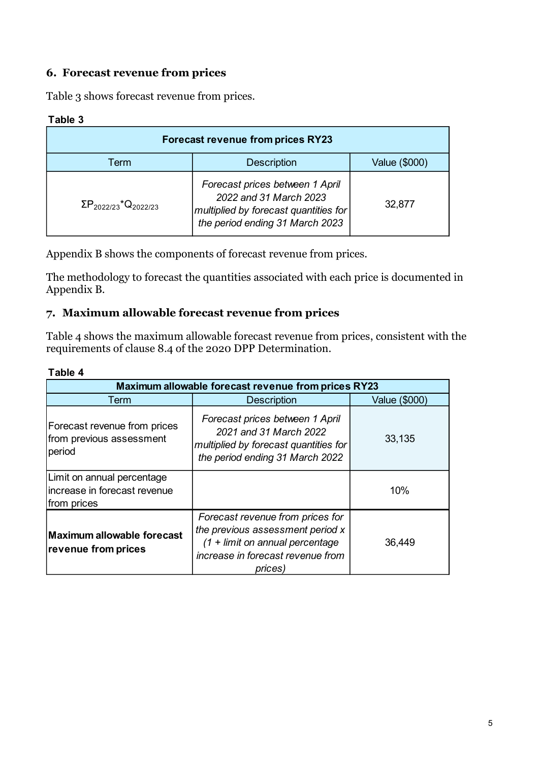## 6. Forecast revenue from prices

Table 3 shows forecast revenue from prices.

**Table 3**

| Forecast revenue from prices RY23 | | |
|---|---|---|
| Term | Description | Value ($000) |
| $\Sigma P_{2022/23} * Q_{2022/23}$ | *Forecast prices between 1 April 2022 and 31 March 2023 multiplied by forecast quantities for the period ending 31 March 2023* | 32,877 |

Appendix B shows the components of forecast revenue from prices.

The methodology to forecast the quantities associated with each price is documented in Appendix B.

## 7. Maximum allowable forecast revenue from prices

Table 4 shows the maximum allowable forecast revenue from prices, consistent with the requirements of clause 8.4 of the 2020 DPP Determination.

**Table 4**

| Maximum allowable forecast revenue from prices RY23 | | |
|---|---|---|
| Term | Description | Value ($000) |
| Forecast revenue from prices from previous assessment period | *Forecast prices between 1 April 2021 and 31 March 2022 multiplied by forecast quantities for the period ending 31 March 2022* | 33,135 |
| Limit on annual percentage increase in forecast revenue from prices | | 10% |
| **Maximum allowable forecast revenue from prices** | *Forecast revenue from prices for the previous assessment period x (1 + limit on annual percentage increase in forecast revenue from prices)* | 36,449 |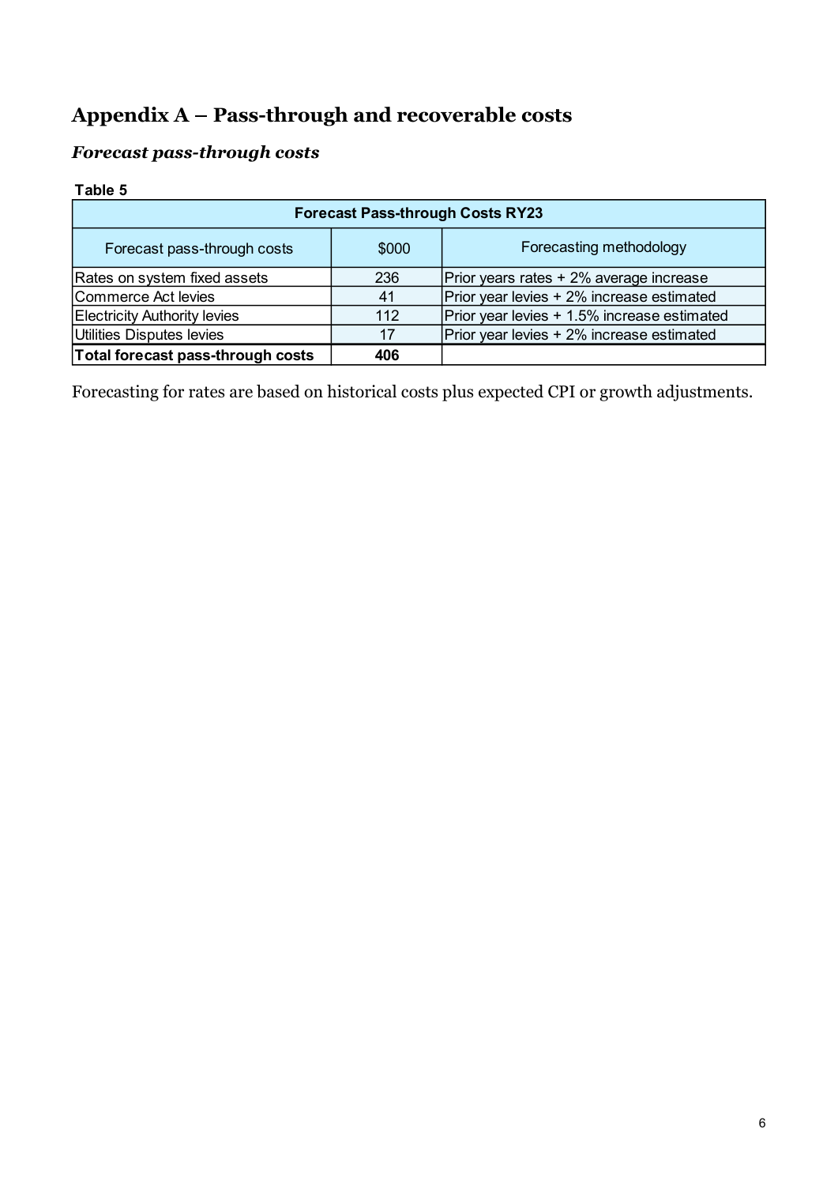## Appendix A – Pass-through and recoverable costs

### *Forecast pass-through costs*

**Table 5**

| Forecast Pass-through Costs RY23 | | |
|---|---|---|
| Forecast pass-through costs | $000 | Forecasting methodology |
| Rates on system fixed assets | 236 | Prior years rates + 2% average increase |
| Commerce Act levies | 41 | Prior year levies + 2% increase estimated |
| Electricity Authority levies | 112 | Prior year levies + 1.5% increase estimated |
| Utilities Disputes levies | 17 | Prior year levies + 2% increase estimated |
| **Total forecast pass-through costs** | **406** | |

Forecasting for rates are based on historical costs plus expected CPI or growth adjustments.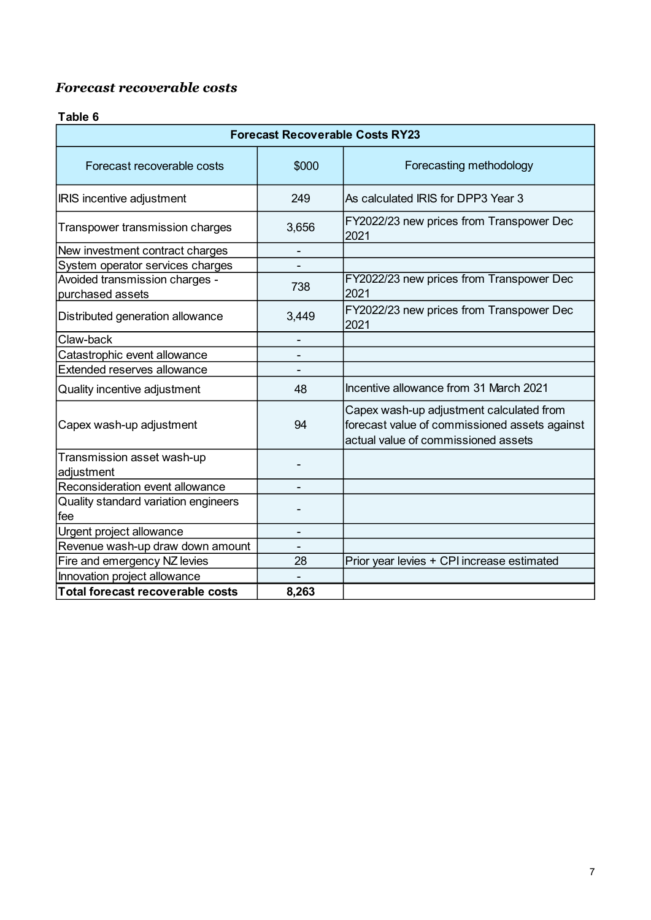### *Forecast recoverable costs*

**Table 6**

| **Forecast Recoverable Costs RY23** | | |
|---|---|---|
| Forecast recoverable costs | $000 | Forecasting methodology |
| IRIS incentive adjustment | 249 | As calculated IRIS for DPP3 Year 3 |
| Transpower transmission charges | 3,656 | FY2022/23 new prices from Transpower Dec 2021 |
| New investment contract charges | - | |
| System operator services charges | - | |
| Avoided transmission charges - purchased assets | 738 | FY2022/23 new prices from Transpower Dec 2021 |
| Distributed generation allowance | 3,449 | FY2022/23 new prices from Transpower Dec 2021 |
| Claw-back | - | |
| Catastrophic event allowance | - | |
| Extended reserves allowance | - | |
| Quality incentive adjustment | 48 | Incentive allowance from 31 March 2021 |
| Capex wash-up adjustment | 94 | Capex wash-up adjustment calculated from forecast value of commissioned assets against actual value of commissioned assets |
| Transmission asset wash-up adjustment | - | |
| Reconsideration event allowance | - | |
| Quality standard variation engineers fee | - | |
| Urgent project allowance | - | |
| Revenue wash-up draw down amount | - | |
| Fire and emergency NZ levies | 28 | Prior year levies + CPI increase estimated |
| Innovation project allowance | - | |
| **Total forecast recoverable costs** | **8,263** | |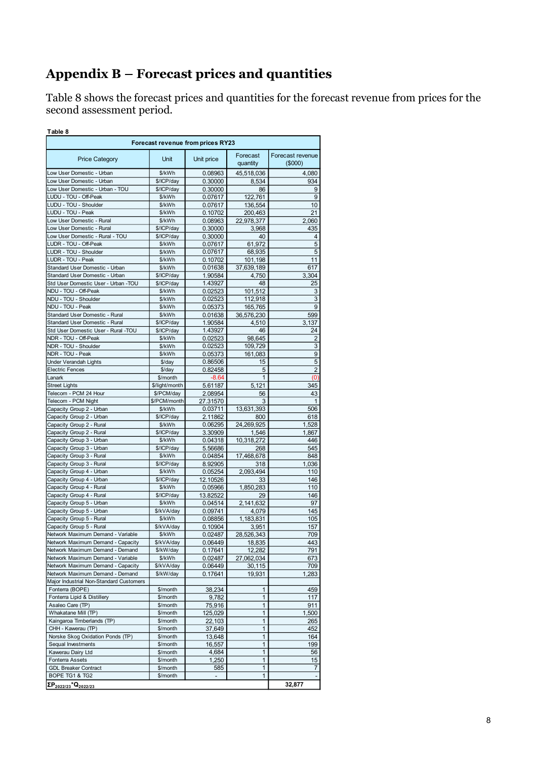# Appendix B – Forecast prices and quantities

Table 8 shows the forecast prices and quantities for the forecast revenue from prices for the second assessment period.

**Table 8**

| Forecast revenue from prices RY23 | | | | |
|---|---|---|---|---|
| Price Category | Unit | Unit price | Forecast quantity | Forecast revenue ($000) |
| Low User Domestic - Urban | $/kWh | 0.08963 | 45,518,036 | 4,080 |
| Low User Domestic - Urban | $/ICP/day | 0.30000 | 8,534 | 934 |
| Low User Domestic - Urban - TOU | $/ICP/day | 0.30000 | 86 | 9 |
| LUDU - TOU - Off-Peak | $/kWh | 0.07617 | 122,761 | 9 |
| LUDU - TOU - Shoulder | $/kWh | 0.07617 | 136,554 | 10 |
| LUDU - TOU - Peak | $/kWh | 0.10702 | 200,463 | 21 |
| Low User Domestic - Rural | $/kWh | 0.08963 | 22,978,377 | 2,060 |
| Low User Domestic - Rural | $/ICP/day | 0.30000 | 3,968 | 435 |
| Low User Domestic - Rural - TOU | $/ICP/day | 0.30000 | 40 | 4 |
| LUDR - TOU - Off-Peak | $/kWh | 0.07617 | 61,972 | 5 |
| LUDR - TOU - Shoulder | $/kWh | 0.07617 | 68,935 | 5 |
| LUDR - TOU - Peak | $/kWh | 0.10702 | 101,198 | 11 |
| Standard User Domestic - Urban | $/kWh | 0.01638 | 37,639,189 | 617 |
| Standard User Domestic - Urban | $/ICP/day | 1.90584 | 4,750 | 3,304 |
| Std User Domestic User - Urban -TOU | $/ICP/day | 1.43927 | 48 | 25 |
| NDU - TOU - Off-Peak | $/kWh | 0.02523 | 101,512 | 3 |
| NDU - TOU - Shoulder | $/kWh | 0.02523 | 112,918 | 3 |
| NDU - TOU - Peak | $/kWh | 0.05373 | 165,765 | 9 |
| Standard User Domestic - Rural | $/kWh | 0.01638 | 36,576,230 | 599 |
| Standard User Domestic - Rural | $/ICP/day | 1.90584 | 4,510 | 3,137 |
| Std User Domestic User - Rural -TOU | $/ICP/day | 1.43927 | 46 | 24 |
| NDR - TOU - Off-Peak | $/kWh | 0.02523 | 98,645 | 2 |
| NDR - TOU - Shoulder | $/kWh | 0.02523 | 109,729 | 3 |
| NDR - TOU - Peak | $/kWh | 0.05373 | 161,083 | 9 |
| Under Verandah Lights | $/day | 0.86506 | 15 | 5 |
| Electric Fences | $/day | 0.82458 | 5 | 2 |
| Lanark | $/month | -8.64 | 1 | (0) |
| Street Lights | $/light/month | 5.61187 | 5,121 | 345 |
| Telecom - PCM 24 Hour | $/PCM/day | 2.08954 | 56 | 43 |
| Telecom - PCM Night | $/PCM/month | 27.31570 | 3 | 1 |
| Capacity Group 2 - Urban | $/kWh | 0.03711 | 13,631,393 | 506 |
| Capacity Group 2 - Urban | $/ICP/day | 2.11862 | 800 | 618 |
| Capacity Group 2 - Rural | $/kWh | 0.06295 | 24,269,925 | 1,528 |
| Capacity Group 2 - Rural | $/ICP/day | 3.30909 | 1,546 | 1,867 |
| Capacity Group 3 - Urban | $/kWh | 0.04318 | 10,318,272 | 446 |
| Capacity Group 3 - Urban | $/ICP/day | 5.56686 | 268 | 545 |
| Capacity Group 3 - Rural | $/kWh | 0.04854 | 17,468,678 | 848 |
| Capacity Group 3 - Rural | $/ICP/day | 8.92905 | 318 | 1,036 |
| Capacity Group 4 - Urban | $/kWh | 0.05254 | 2,093,494 | 110 |
| Capacity Group 4 - Urban | $/ICP/day | 12.10526 | 33 | 146 |
| Capacity Group 4 - Rural | $/kWh | 0.05966 | 1,850,283 | 110 |
| Capacity Group 4 - Rural | $/ICP/day | 13.82522 | 29 | 146 |
| Capacity Group 5 - Urban | $/kWh | 0.04514 | 2,141,632 | 97 |
| Capacity Group 5 - Urban | $/kVA/day | 0.09741 | 4,079 | 145 |
| Capacity Group 5 - Rural | $/kWh | 0.08856 | 1,183,831 | 105 |
| Capacity Group 5 - Rural | $/kVA/day | 0.10904 | 3,951 | 157 |
| Network Maximum Demand - Variable | $/kWh | 0.02487 | 28,526,343 | 709 |
| Network Maximum Demand - Capacity | $/kVA/day | 0.06449 | 18,835 | 443 |
| Network Maximum Demand - Demand | $/kW/day | 0.17641 | 12,282 | 791 |
| Network Maximum Demand - Variable | $/kWh | 0.02487 | 27,062,034 | 673 |
| Network Maximum Demand - Capacity | $/kVA/day | 0.06449 | 30,115 | 709 |
| Network Maximum Demand - Demand | $/kW/day | 0.17641 | 19,931 | 1,283 |
| Major Industrial Non-Standard Customers | | | | |
| Fonterra (BOPE) | $/month | 38,234 | 1 | 459 |
| Fonterra Lipid & Distillery | $/month | 9,782 | 1 | 117 |
| Asaleo Care (TP) | $/month | 75,916 | 1 | 911 |
| Whakatane Mill (TP) | $/month | 125,029 | 1 | 1,500 |
| Kaingaroa Timberlands (TP) | $/month | 22,103 | 1 | 265 |
| CHH - Kawerau (TP) | $/month | 37,649 | 1 | 452 |
| Norske Skog Oxidation Ponds (TP) | $/month | 13,648 | 1 | 164 |
| Sequal Investments | $/month | 16,557 | 1 | 199 |
| Kawerau Dairy Ltd | $/month | 4,684 | 1 | 56 |
| Fonterra Assets | $/month | 1,250 | 1 | 15 |
| GDL Breaker Contract | $/month | 585 | 1 | 7 |
| BOPE TG1 & TG2 | $/month | - | 1 | - |
| $\Sigma P_{2022/23} * Q_{2022/23}$ | | | | 32,877 |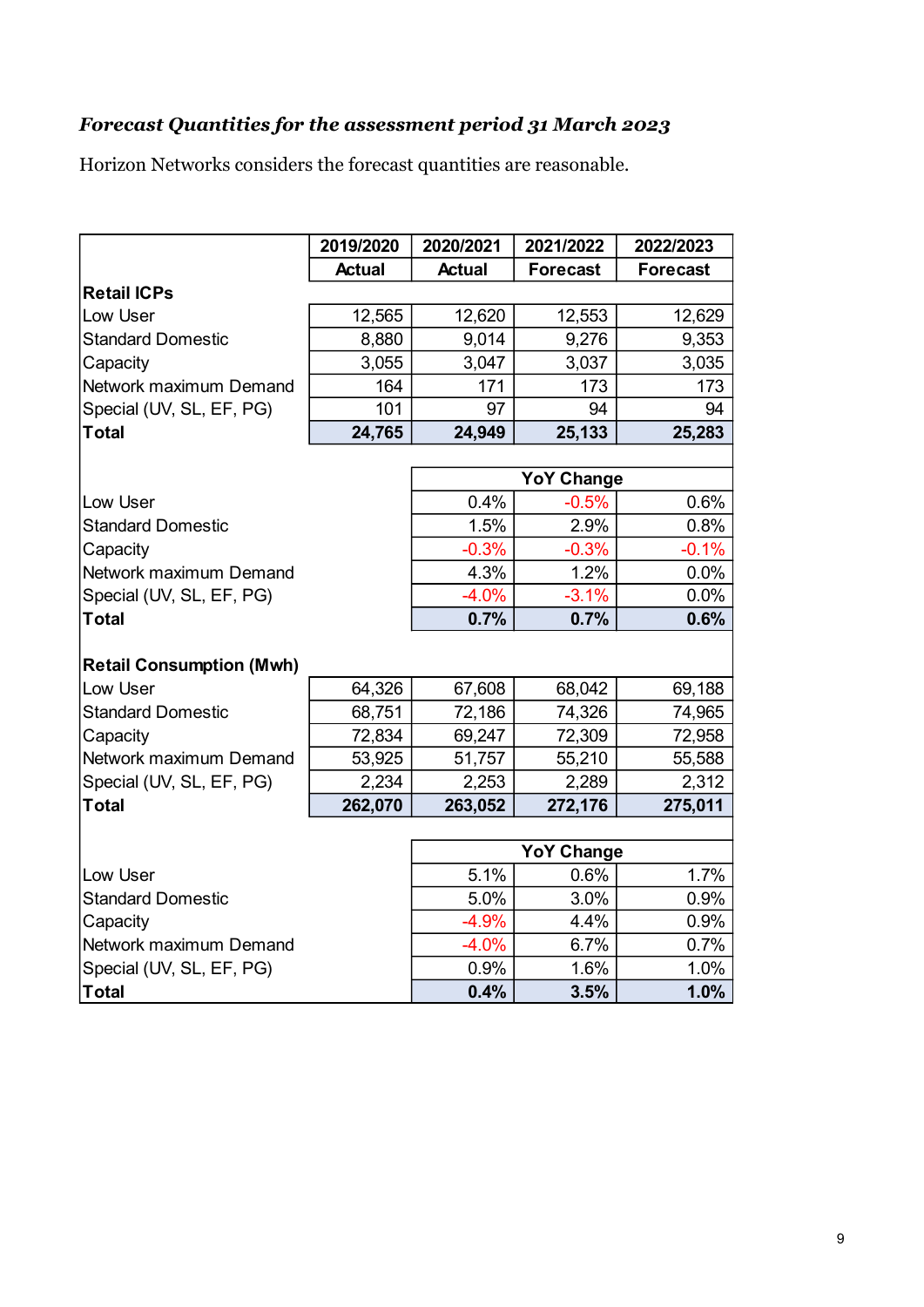***Forecast Quantities for the assessment period 31 March 2023***

Horizon Networks considers the forecast quantities are reasonable.

| | 2019/2020 Actual | 2020/2021 Actual | 2021/2022 Forecast | 2022/2023 Forecast |
|---|---|---|---|---|
| **Retail ICPs** | | | | |
| Low User | 12,565 | 12,620 | 12,553 | 12,629 |
| Standard Domestic | 8,880 | 9,014 | 9,276 | 9,353 |
| Capacity | 3,055 | 3,047 | 3,037 | 3,035 |
| Network maximum Demand | 164 | 171 | 173 | 173 |
| Special (UV, SL, EF, PG) | 101 | 97 | 94 | 94 |
| **Total** | **24,765** | **24,949** | **25,133** | **25,283** |
| | | **YoY Change** | | |
| Low User | | 0.4% | -0.5% | 0.6% |
| Standard Domestic | | 1.5% | 2.9% | 0.8% |
| Capacity | | -0.3% | -0.3% | -0.1% |
| Network maximum Demand | | 4.3% | 1.2% | 0.0% |
| Special (UV, SL, EF, PG) | | -4.0% | -3.1% | 0.0% |
| **Total** | | **0.7%** | **0.7%** | **0.6%** |
| **Retail Consumption (Mwh)** | | | | |
| Low User | 64,326 | 67,608 | 68,042 | 69,188 |
| Standard Domestic | 68,751 | 72,186 | 74,326 | 74,965 |
| Capacity | 72,834 | 69,247 | 72,309 | 72,958 |
| Network maximum Demand | 53,925 | 51,757 | 55,210 | 55,588 |
| Special (UV, SL, EF, PG) | 2,234 | 2,253 | 2,289 | 2,312 |
| **Total** | **262,070** | **263,052** | **272,176** | **275,011** |
| | | **YoY Change** | | |
| Low User | | 5.1% | 0.6% | 1.7% |
| Standard Domestic | | 5.0% | 3.0% | 0.9% |
| Capacity | | -4.9% | 4.4% | 0.9% |
| Network maximum Demand | | -4.0% | 6.7% | 0.7% |
| Special (UV, SL, EF, PG) | | 0.9% | 1.6% | 1.0% |
| **Total** | | **0.4%** | **3.5%** | **1.0%** |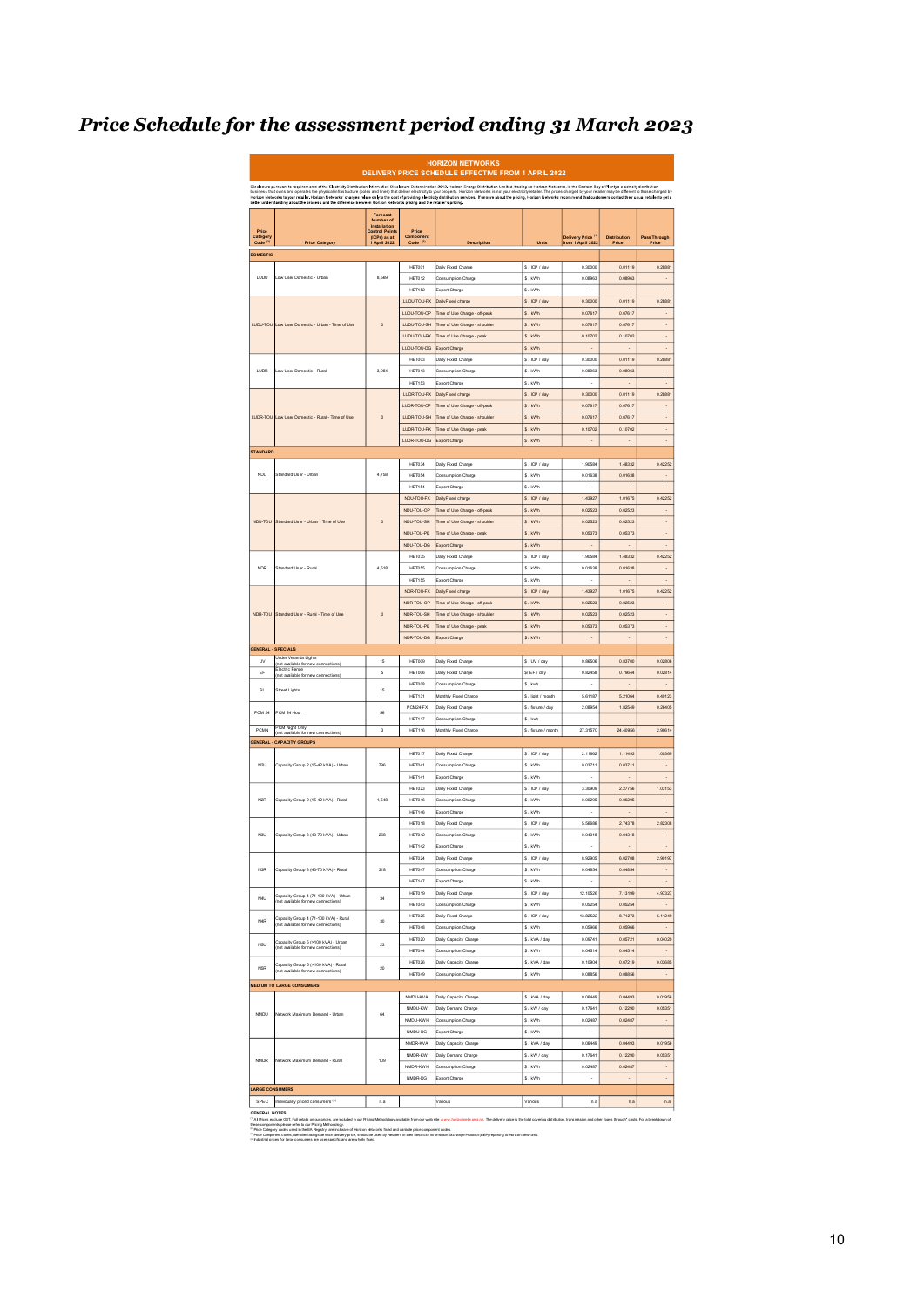# Price Schedule for the assessment period ending 31 March 2023

**HORIZON NETWORKS**
**DELIVERY PRICE SCHEDULE EFFECTIVE FROM 1 APRIL 2022**

Disclosure pursuant to requirements of the Electricity Distribution Information Disclosure Determination 2012, Horizon Energy Distribution Limited, trading as Horizon Networks, is the Eastern Bay of Plenty's electricity distribution business that owns and operates the physical infrastructure (poles and lines) that deliver electricity to your property. Horizon Networks is not your electricity retailer. The prices charged by your retailer may be different to those charged by Horizon Networks to your retailer. Horizon Networks' charges relate only to the cost of providing electricity distribution services. If unsure about the pricing, Horizon Networks recommend that customers contact their usual retailer to get a better understanding about the process and the difference between Horizon Networks pricing and the retailer's pricing.

| Price Category Code [1] | Price Category | Forecast Number of Installation Control Points (ICPs) as at 1 April 2022 | Price Component Code [2] | Description | Units | Delivery Price [3] from 1 April 2022 | Distribution Price | Pass Through Price |
|---|---|---|---|---|---|---|---|---|
| **DOMESTIC** | | | | | | | | |
| LUDU | Low User Domestic - Urban | 8,589 | HET001 | Daily Fixed Charge | $ / ICP / day | 0.30000 | 0.01119 | 0.28881 |
| | | | HET012 | Consumption Charge | $ / kWh | 0.08963 | 0.08963 | - |
| | | | HET152 | Export Charge | $ / kWh | - | - | - |
| LUDU-TOU | Low User Domestic - Urban - Time of Use | 0 | LUDU-TOU-FX | Daily Fixed charge | $ / ICP / day | 0.30000 | 0.01119 | 0.28881 |
| | | | LUDU-TOU-OP | Time of Use Charge - off-peak | $ / kWh | 0.07617 | 0.07617 | - |
| | | | LUDU-TOU-SH | Time of Use Charge - shoulder | $ / kWh | 0.07617 | 0.07617 | - |
| | | | LUDU-TOU-PK | Time of Use Charge - peak | $ / kWh | 0.10702 | 0.10702 | - |
| | | | LUDU-TOU-DG | Export Charge | $ / kWh | - | - | - |
| LUDR | Low User Domestic - Rural | 3,984 | HET003 | Daily Fixed Charge | $ / ICP / day | 0.30000 | 0.01119 | 0.28881 |
| | | | HET013 | Consumption Charge | $ / kWh | 0.08963 | 0.08963 | - |
| | | | HET153 | Export Charge | $ / kWh | - | - | - |
| LUDR-TOU | Low User Domestic - Rural - Time of Use | 0 | LUDR-TOU-FX | Daily Fixed charge | $ / ICP / day | 0.30000 | 0.01119 | 0.28881 |
| | | | LUDR-TOU-OP | Time of Use Charge - off-peak | $ / kWh | 0.07617 | 0.07617 | - |
| | | | LUDR-TOU-SH | Time of Use Charge - shoulder | $ / kWh | 0.07617 | 0.07617 | - |
| | | | LUDR-TOU-PK | Time of Use Charge - peak | $ / kWh | 0.10702 | 0.10702 | - |
| | | | LUDR-TOU-DG | Export Charge | $ / kWh | - | - | - |
| **STANDARD** | | | | | | | | |
| NDU | Standard User - Urban | 4,758 | HET034 | Daily Fixed Charge | $ / ICP / day | 1.90584 | 1.48332 | 0.42252 |
| | | | HET054 | Consumption Charge | $ / kWh | 0.01638 | 0.01638 | - |
| | | | HET154 | Export Charge | $ / kWh | - | - | - |
| NDU-TOU | Standard User - Urban - Time of Use | 0 | NDU-TOU-FX | Daily Fixed charge | $ / ICP / day | 1.43927 | 1.01675 | 0.42252 |
| | | | NDU-TOU-OP | Time of Use Charge - off-peak | $ / kWh | 0.02523 | 0.02523 | - |
| | | | NDU-TOU-SH | Time of Use Charge - shoulder | $ / kWh | 0.02523 | 0.02523 | - |
| | | | NDU-TOU-PK | Time of Use Charge - peak | $ / kWh | 0.05373 | 0.05373 | - |
| | | | NDU-TOU-DG | Export Charge | $ / kWh | - | - | - |
| NDR | Standard User - Rural | 4,518 | HET035 | Daily Fixed Charge | $ / ICP / day | 1.90584 | 1.48332 | 0.42252 |
| | | | HET055 | Consumption Charge | $ / kWh | 0.01638 | 0.01638 | - |
| | | | HET155 | Export Charge | $ / kWh | - | - | - |
| NDR-TOU | Standard User - Rural - Time of Use | 0 | NDR-TOU-FX | Daily Fixed charge | $ / ICP / day | 1.43927 | 1.01675 | 0.42252 |
| | | | NDR-TOU-OP | Time of Use Charge - off-peak | $ / kWh | 0.02523 | 0.02523 | - |
| | | | NDR-TOU-SH | Time of Use Charge - shoulder | $ / kWh | 0.02523 | 0.02523 | - |
| | | | NDR-TOU-PK | Time of Use Charge - peak | $ / kWh | 0.05373 | 0.05373 | - |
| | | | NDR-TOU-DG | Export Charge | $ / kWh | - | - | - |
| **GENERAL - SPECIALS** | | | | | | | | |
| UV | Under Veranda Lights (not available for new connections) | 15 | HET009 | Daily Fixed Charge | $ / UV / day | 0.06506 | 0.03700 | 0.02806 |
| EF | Electric Fence (not available for new connections) | 5 | HET006 | Daily Fixed Charge | $/ EF / day | 0.82458 | 0.79644 | 0.02814 |
| SL | Street Lights | 15 | HET038 | Consumption Charge | $ / kwh | - | - | - |
| | | | HET131 | Monthly Fixed Charge | $ / light / month | 5.61107 | 5.21004 | 0.40123 |
| PCM 24 | PCM 24 Hour | 56 | PCM24-FX | Daily Fixed Charge | $ / fixture / day | 2.08954 | 1.82549 | 0.26405 |
| | | | HET117 | Consumption Charge | $ / kwh | - | - | - |
| PCMN | PCM Night Only (not available for new connections) | 3 | HET116 | Monthly Fixed Charge | $ / fixture / month | 27.31570 | 24.40956 | 2.90614 |
| **GENERAL - CAPACITY GROUPS** | | | | | | | | |
| N2U | Capacity Group 2 (15-42 kVA) - Urban | 796 | HET017 | Daily Fixed Charge | $ / ICP / day | 2.11862 | 1.11493 | 1.00369 |
| | | | HET041 | Consumption Charge | $ / kWh | 0.03711 | 0.03711 | - |
| | | | HET141 | Export Charge | $ / kWh | - | - | - |
| N2R | Capacity Group 2 (15-42 kVA) - Rural | 1,549 | HET023 | Daily Fixed Charge | $ / ICP / day | 3.30909 | 2.27756 | 1.03153 |
| | | | HET046 | Consumption Charge | $ / kWh | 0.08295 | 0.08295 | - |
| | | | HET146 | Export Charge | $ / kWh | - | - | - |
| N3U | Capacity Group 3 (43-70 kVA) - Urban | 268 | HET018 | Daily Fixed Charge | $ / ICP / day | 5.56686 | 2.74378 | 2.82308 |
| | | | HET042 | Consumption Charge | $ / kWh | 0.04318 | 0.04318 | - |
| | | | HET142 | Export Charge | $ / kWh | - | - | - |
| N3R | Capacity Group 3 (43-70 kVA) - Rural | 318 | HET024 | Daily Fixed Charge | $ / ICP / day | 8.92905 | 6.02708 | 2.90197 |
| | | | HET047 | Consumption Charge | $ / kWh | 0.04854 | 0.04854 | - |
| | | | HET147 | Export Charge | $ / kWh | - | - | - |
| N4U | Capacity Group 4 (71-100 kVA) - Urban (not available for new connections) | 34 | HET019 | Daily Fixed Charge | $ / ICP / day | 12.10526 | 7.13199 | 4.97327 |
| | | | HET043 | Consumption Charge | $ / kWh | 0.05254 | 0.05254 | - |
| N4R | Capacity Group 4 (71-100 kVA) - Rural (not available for new connections) | 30 | HET025 | Daily Fixed Charge | $ / ICP / day | 13.82522 | 8.71273 | 5.11249 |
| | | | HET048 | Consumption Charge | $ / kWh | 0.05968 | 0.05968 | - |
| N5U | Capacity Group 5 (>100 kVA) - Urban (not available for new connections) | 23 | HET030 | Daily Capacity Charge | $ / kVA / day | 0.09741 | 0.05721 | 0.04020 |
| | | | HET044 | Consumption Charge | $ / kWh | 0.04514 | 0.04514 | - |
| N5R | Capacity Group 5 (>100 kVA) - Rural (not available for new connections) | 20 | HET026 | Daily Capacity Charge | $ / kVA / day | 0.10904 | 0.07219 | 0.03685 |
| | | | HET049 | Consumption Charge | $ / kWh | 0.08656 | 0.08656 | - |
| **MEDIUM TO LARGE CONSUMERS** | | | | | | | | |
| NMDU | Network Maximum Demand - Urban | 64 | NMDU-KVA | Daily Capacity Charge | $ / kVA / day | 0.06449 | 0.04493 | 0.01956 |
| | | | NMDU-KW | Daily Demand Charge | $ / kW / day | 0.17641 | 0.12290 | 0.05351 |
| | | | NMDU-KWH | Consumption Charge | $ / kWh | 0.02487 | 0.02487 | - |
| | | | NMDU-DG | Export Charge | $ / kWh | - | - | - |
| NMDR | Network Maximum Demand - Rural | 109 | NMDR-KVA | Daily Capacity Charge | $ / kVA / day | 0.06449 | 0.04493 | 0.01956 |
| | | | NMDR-KW | Daily Demand Charge | $ / kW / day | 0.17641 | 0.12290 | 0.05351 |
| | | | NMDR-KWH | Consumption Charge | $ / kWh | 0.02487 | 0.02487 | - |
| | | | NMDR-DG | Export Charge | $ / kWh | - | - | - |
| **LARGE CONSUMERS** | | | | | | | | |
| SPEC | Individually priced consumers [4] | n.a | | Various | Various | n.a | n.a | n.a |

**GENERAL NOTES**

[1] All Prices exclude GST. Full details on our prices, are included in our Pricing Methodology available from our website www.horizonnetworks.nz. The delivery price is the total covering distribution, transmission and other "pass through" costs. For a breakdown of these components please refer to our Pricing Methodology.
[2] Price Category codes used in the EA Registry, are inclusive of Horizon Networks fixed and variable price component codes.
[3] Price Component codes, identified alongside each delivery price, should be used by Retailers in their Electricity Information Exchange Protocol (EIEP) reporting to Horizon Networks.
[4] Individual prices for large consumers are user specific and are wholly fixed.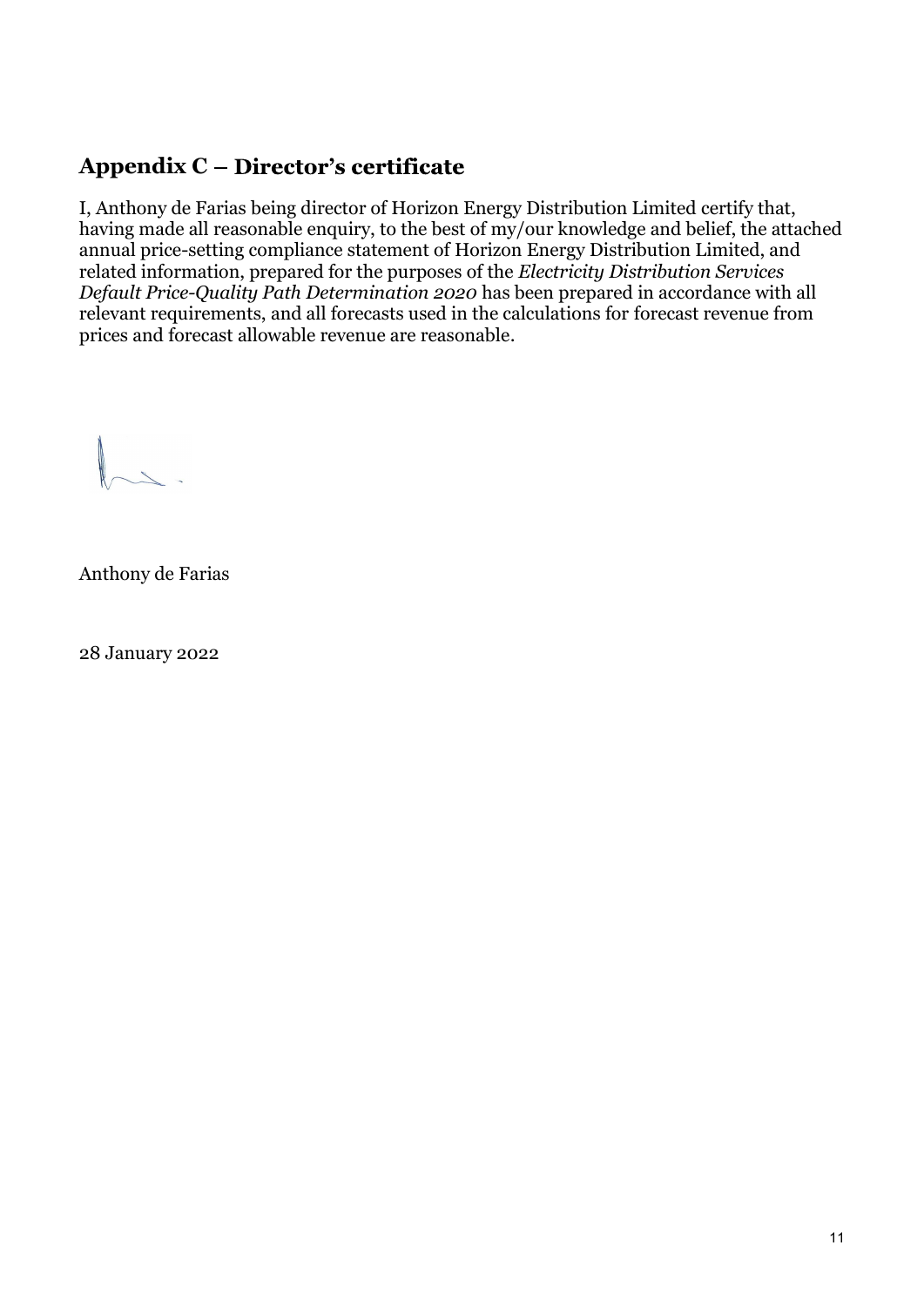## Appendix C – Director's certificate

I, Anthony de Farias being director of Horizon Energy Distribution Limited certify that, having made all reasonable enquiry, to the best of my/our knowledge and belief, the attached annual price-setting compliance statement of Horizon Energy Distribution Limited, and related information, prepared for the purposes of the *Electricity Distribution Services Default Price-Quality Path Determination 2020* has been prepared in accordance with all relevant requirements, and all forecasts used in the calculations for forecast revenue from prices and forecast allowable revenue are reasonable.

Anthony de Farias

28 January 2022